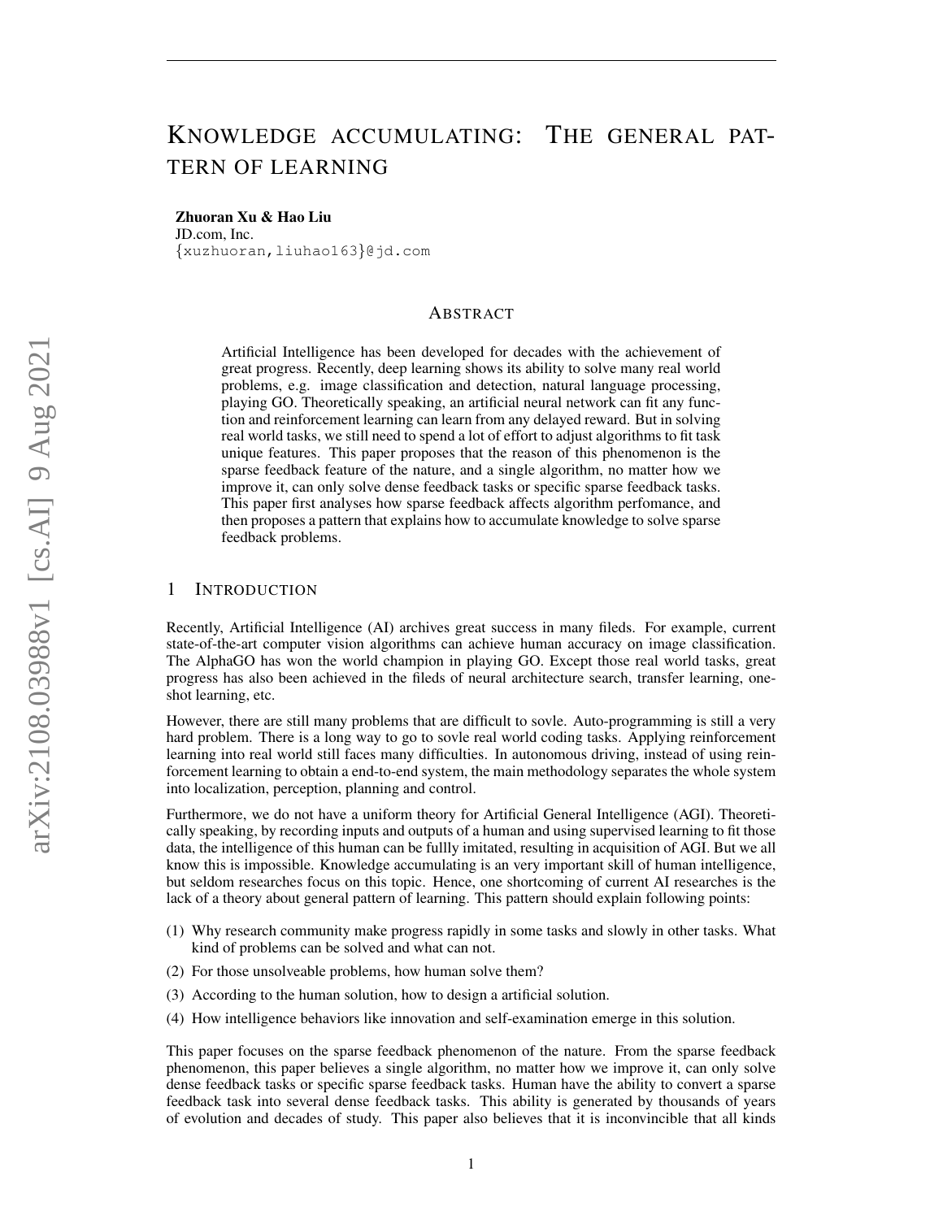# KNOWLEDGE ACCUMULATING: THE GENERAL PATTERN OF LEARNING

**Zhuoran Xu & Hao Liu**
JD.com, Inc.
{xuzhuoran,liuhao163}@jd.com

## ABSTRACT

Artificial Intelligence has been developed for decades with the achievement of great progress. Recently, deep learning shows its ability to solve many real world problems, e.g. image classification and detection, natural language processing, playing GO. Theoretically speaking, an artificial neural network can fit any function and reinforcement learning can learn from any delayed reward. But in solving real world tasks, we still need to spend a lot of effort to adjust algorithms to fit task unique features. This paper proposes that the reason of this phenomenon is the sparse feedback feature of the nature, and a single algorithm, no matter how we improve it, can only solve dense feedback tasks or specific sparse feedback tasks. This paper first analyses how sparse feedback affects algorithm perfomance, and then proposes a pattern that explains how to accumulate knowledge to solve sparse feedback problems.

## 1 INTRODUCTION

Recently, Artificial Intelligence (AI) archives great success in many fileds. For example, current state-of-the-art computer vision algorithms can achieve human accuracy on image classification. The AlphaGO has won the world champion in playing GO. Except those real world tasks, great progress has also been achieved in the fileds of neural architecture search, transfer learning, one-shot learning, etc.

However, there are still many problems that are difficult to sovle. Auto-programming is still a very hard problem. There is a long way to go to sovle real world coding tasks. Applying reinforcement learning into real world still faces many difficulties. In autonomous driving, instead of using reinforcement learning to obtain a end-to-end system, the main methodology separates the whole system into localization, perception, planning and control.

Furthermore, we do not have a uniform theory for Artificial General Intelligence (AGI). Theoretically speaking, by recording inputs and outputs of a human and using supervised learning to fit those data, the intelligence of this human can be fullly imitated, resulting in acquisition of AGI. But we all know this is impossible. Knowledge accumulating is an very important skill of human intelligence, but seldom researches focus on this topic. Hence, one shortcoming of current AI researches is the lack of a theory about general pattern of learning. This pattern should explain following points:

(1) Why research community make progress rapidly in some tasks and slowly in other tasks. What kind of problems can be solved and what can not.

(2) For those unsolveable problems, how human solve them?

(3) According to the human solution, how to design a artificial solution.

(4) How intelligence behaviors like innovation and self-examination emerge in this solution.

This paper focuses on the sparse feedback phenomenon of the nature. From the sparse feedback phenomenon, this paper believes a single algorithm, no matter how we improve it, can only solve dense feedback tasks or specific sparse feedback tasks. Human have the ability to convert a sparse feedback task into several dense feedback tasks. This ability is generated by thousands of years of evolution and decades of study. This paper also believes that it is inconvincible that all kinds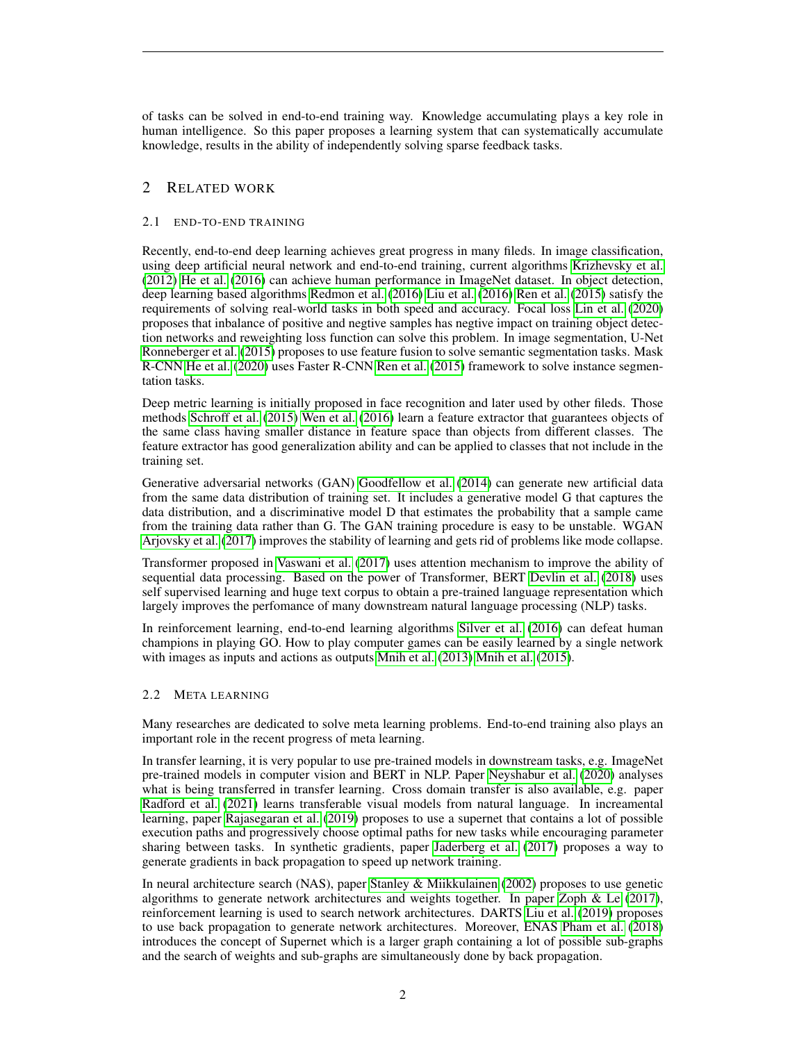of tasks can be solved in end-to-end training way. Knowledge accumulating plays a key role in human intelligence. So this paper proposes a learning system that can systematically accumulate knowledge, results in the ability of independently solving sparse feedback tasks.

## 2 RELATED WORK

### 2.1 END-TO-END TRAINING

Recently, end-to-end deep learning achieves great progress in many fileds. In image classification, using deep artificial neural network and end-to-end training, current algorithms Krizhevsky et al. (2012) He et al. (2016) can achieve human performance in ImageNet dataset. In object detection, deep learning based algorithms Redmon et al. (2016) Liu et al. (2016) Ren et al. (2015) satisfy the requirements of solving real-world tasks in both speed and accuracy. Focal loss Lin et al. (2020) proposes that inbalance of positive and negtive samples has negtive impact on training object detection networks and reweighting loss function can solve this problem. In image segmentation, U-Net Ronneberger et al. (2015) proposes to use feature fusion to solve semantic segmentation tasks. Mask R-CNN He et al. (2020) uses Faster R-CNN Ren et al. (2015) framework to solve instance segmentation tasks.

Deep metric learning is initially proposed in face recognition and later used by other fileds. Those methods Schroff et al. (2015) Wen et al. (2016) learn a feature extractor that guarantees objects of the same class having smaller distance in feature space than objects from different classes. The feature extractor has good generalization ability and can be applied to classes that not include in the training set.

Generative adversarial networks (GAN) Goodfellow et al. (2014) can generate new artificial data from the same data distribution of training set. It includes a generative model G that captures the data distribution, and a discriminative model D that estimates the probability that a sample came from the training data rather than G. The GAN training procedure is easy to be unstable. WGAN Arjovsky et al. (2017) improves the stability of learning and gets rid of problems like mode collapse.

Transformer proposed in Vaswani et al. (2017) uses attention mechanism to improve the ability of sequential data processing. Based on the power of Transformer, BERT Devlin et al. (2018) uses self supervised learning and huge text corpus to obtain a pre-trained language representation which largely improves the perfomance of many downstream natural language processing (NLP) tasks.

In reinforcement learning, end-to-end learning algorithms Silver et al. (2016) can defeat human champions in playing GO. How to play computer games can be easily learned by a single network with images as inputs and actions as outputs Mnih et al. (2013) Mnih et al. (2015).

### 2.2 META LEARNING

Many researches are dedicated to solve meta learning problems. End-to-end training also plays an important role in the recent progress of meta learning.

In transfer learning, it is very popular to use pre-trained models in downstream tasks, e.g. ImageNet pre-trained models in computer vision and BERT in NLP. Paper Neyshabur et al. (2020) analyses what is being transferred in transfer learning. Cross domain transfer is also available, e.g. paper Radford et al. (2021) learns transferable visual models from natural language. In increamental learning, paper Rajasegaran et al. (2019) proposes to use a supernet that contains a lot of possible execution paths and progressively choose optimal paths for new tasks while encouraging parameter sharing between tasks. In synthetic gradients, paper Jaderberg et al. (2017) proposes a way to generate gradients in back propagation to speed up network training.

In neural architecture search (NAS), paper Stanley & Miikkulainen (2002) proposes to use genetic algorithms to generate network architectures and weights together. In paper Zoph & Le (2017), reinforcement learning is used to search network architectures. DARTS Liu et al. (2019) proposes to use back propagation to generate network architectures. Moreover, ENAS Pham et al. (2018) introduces the concept of Supernet which is a larger graph containing a lot of possible sub-graphs and the search of weights and sub-graphs are simultaneously done by back propagation.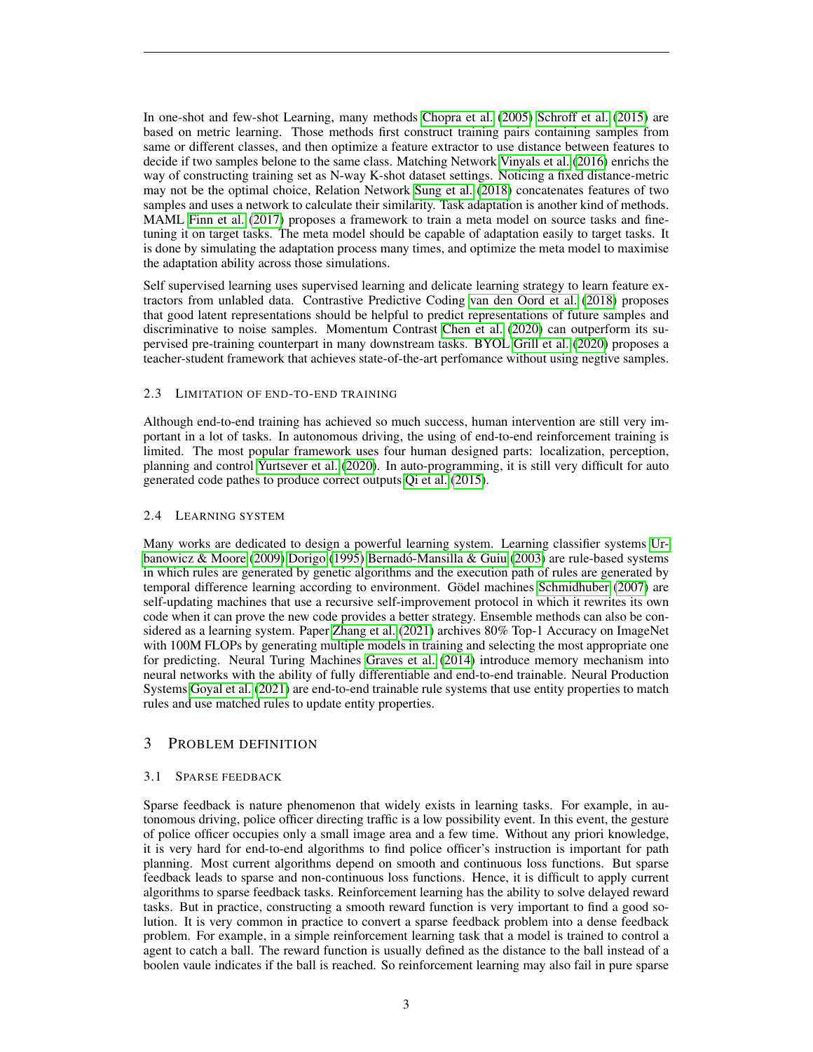In one-shot and few-shot Learning, many methods Chopra et al. (2005) Schroff et al. (2015) are based on metric learning. Those methods first construct training pairs containing samples from same or different classes, and then optimize a feature extractor to use distance between features to decide if two samples belone to the same class. Matching Network Vinyals et al. (2016) enrichs the way of constructing training set as N-way K-shot dataset settings. Noticing a fixed distance-metric may not be the optimal choice, Relation Network Sung et al. (2018) concatenates features of two samples and uses a network to calculate their similarity. Task adaptation is another kind of methods. MAML Finn et al. (2017) proposes a framework to train a meta model on source tasks and fine-tuning it on target tasks. The meta model should be capable of adaptation easily to target tasks. It is done by simulating the adaptation process many times, and optimize the meta model to maximise the adaptation ability across those simulations.

Self supervised learning uses supervised learning and delicate learning strategy to learn feature extractors from unlabled data. Contrastive Predictive Coding van den Oord et al. (2018) proposes that good latent representations should be helpful to predict representations of future samples and discriminative to noise samples. Momentum Contrast Chen et al. (2020) can outperform its supervised pre-training counterpart in many downstream tasks. BYOL Grill et al. (2020) proposes a teacher-student framework that achieves state-of-the-art perfomance without using negtive samples.

### 2.3 Limitation of end-to-end training

Although end-to-end training has achieved so much success, human intervention are still very important in a lot of tasks. In autonomous driving, the using of end-to-end reinforcement training is limited. The most popular framework uses four human designed parts: localization, perception, planning and control Yurtsever et al. (2020). In auto-programming, it is still very difficult for auto generated code pathes to produce correct outputs Qi et al. (2015).

### 2.4 Learning system

Many works are dedicated to design a powerful learning system. Learning classifier systems Urbanowicz & Moore (2009) Dorigo (1995) Bernadó-Mansilla & Guiu (2003) are rule-based systems in which rules are generated by genetic algorithms and the execution path of rules are generated by temporal difference learning according to environment. Gödel machines Schmidhuber (2007) are self-updating machines that use a recursive self-improvement protocol in which it rewrites its own code when it can prove the new code provides a better strategy. Ensemble methods can also be considered as a learning system. Paper Zhang et al. (2021) archives 80% Top-1 Accuracy on ImageNet with 100M FLOPs by generating multiple models in training and selecting the most appropriate one for predicting. Neural Turing Machines Graves et al. (2014) introduce memory mechanism into neural networks with the ability of fully differentiable and end-to-end trainable. Neural Production Systems Goyal et al. (2021) are end-to-end trainable rule systems that use entity properties to match rules and use matched rules to update entity properties.

## 3 Problem definition

### 3.1 Sparse feedback

Sparse feedback is nature phenomenon that widely exists in learning tasks. For example, in autonomous driving, police officer directing traffic is a low possibility event. In this event, the gesture of police officer occupies only a small image area and a few time. Without any priori knowledge, it is very hard for end-to-end algorithms to find police officer's instruction is important for path planning. Most current algorithms depend on smooth and continuous loss functions. But sparse feedback leads to sparse and non-continuous loss functions. Hence, it is difficult to apply current algorithms to sparse feedback tasks. Reinforcement learning has the ability to solve delayed reward tasks. But in practice, constructing a smooth reward function is very important to find a good solution. It is very common in practice to convert a sparse feedback problem into a dense feedback problem. For example, in a simple reinforcement learning task that a model is trained to control a agent to catch a ball. The reward function is usually defined as the distance to the ball instead of a boolen vaule indicates if the ball is reached. So reinforcement learning may also fail in pure sparse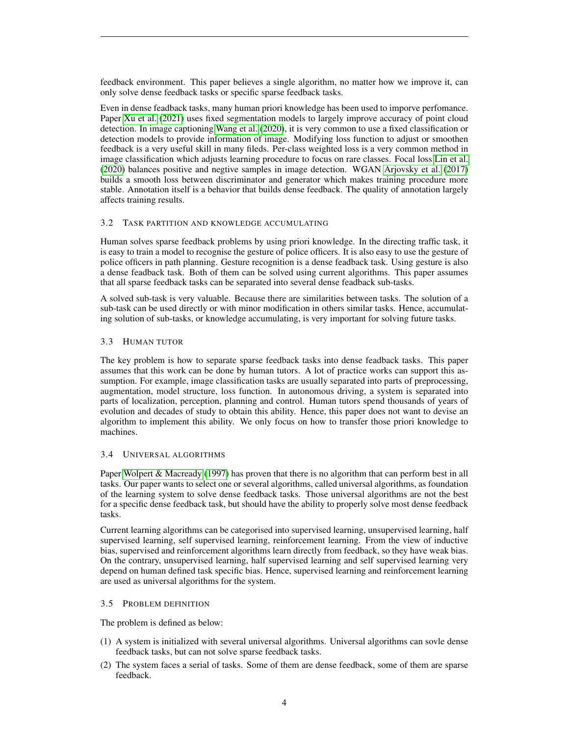feedback environment. This paper believes a single algorithm, no matter how we improve it, can only solve dense feedback tasks or specific sparse feedback tasks.

Even in dense feadback tasks, many human priori knowledge has been used to imporve perfomance. Paper Xu et al. (2021) uses fixed segmentation models to largely improve accuracy of point cloud detection. In image captioning Wang et al. (2020), it is very common to use a fixed classification or detection models to provide information of image. Modifying loss function to adjust or smoothen feedback is a very useful skill in many fileds. Per-class weighted loss is a very common method in image classification which adjusts learning procedure to focus on rare classes. Focal loss Lin et al. (2020) balances positive and negtive samples in image detection. WGAN Arjovsky et al. (2017) builds a smooth loss between discriminator and generator which makes training procedure more stable. Annotation itself is a behavior that builds dense feedback. The quality of annotation largely affects training results.

### 3.2 Task partition and knowledge accumulating

Human solves sparse feedback problems by using priori knowledge. In the directing traffic task, it is easy to train a model to recognise the gesture of police officers. It is also easy to use the gesture of police officers in path planning. Gesture recognition is a dense feadback task. Using gesture is also a dense feadback task. Both of them can be solved using current algorithms. This paper assumes that all sparse feedback tasks can be separated into several dense feadback sub-tasks.

A solved sub-task is very valuable. Because there are similarities between tasks. The solution of a sub-task can be used directly or with minor modification in others similar tasks. Hence, accumulating solution of sub-tasks, or knowledge accumulating, is very important for solving future tasks.

### 3.3 Human tutor

The key problem is how to separate sparse feedback tasks into dense feadback tasks. This paper assumes that this work can be done by human tutors. A lot of practice works can support this assumption. For example, image classification tasks are usually separated into parts of preprocessing, augmentation, model structure, loss function. In autonomous driving, a system is separated into parts of localization, perception, planning and control. Human tutors spend thousands of years of evolution and decades of study to obtain this ability. Hence, this paper does not want to devise an algorithm to implement this ability. We only focus on how to transfer those priori knowledge to machines.

### 3.4 Universal algorithms

Paper Wolpert & Macready (1997) has proven that there is no algorithm that can perform best in all tasks. Our paper wants to select one or several algorithms, called universal algorithms, as foundation of the learning system to solve dense feedback tasks. Those universal algorithms are not the best for a specific dense feedback task, but should have the ability to properly solve most dense feedback tasks.

Current learning algorithms can be categorised into supervised learning, unsupervised learning, half supervised learning, self supervised learning, reinforcement learning. From the view of inductive bias, supervised and reinforcement algorithms learn directly from feedback, so they have weak bias. On the contrary, unsupervised learning, half supervised learning and self supervised learning very depend on human defined task specific bias. Hence, supervised learning and reinforcement learning are used as universal algorithms for the system.

### 3.5 Problem definition

The problem is defined as below:

(1) A system is initialized with several universal algorithms. Universal algorithms can sovle dense feedback tasks, but can not solve sparse feedback tasks.

(2) The system faces a serial of tasks. Some of them are dense feedback, some of them are sparse feedback.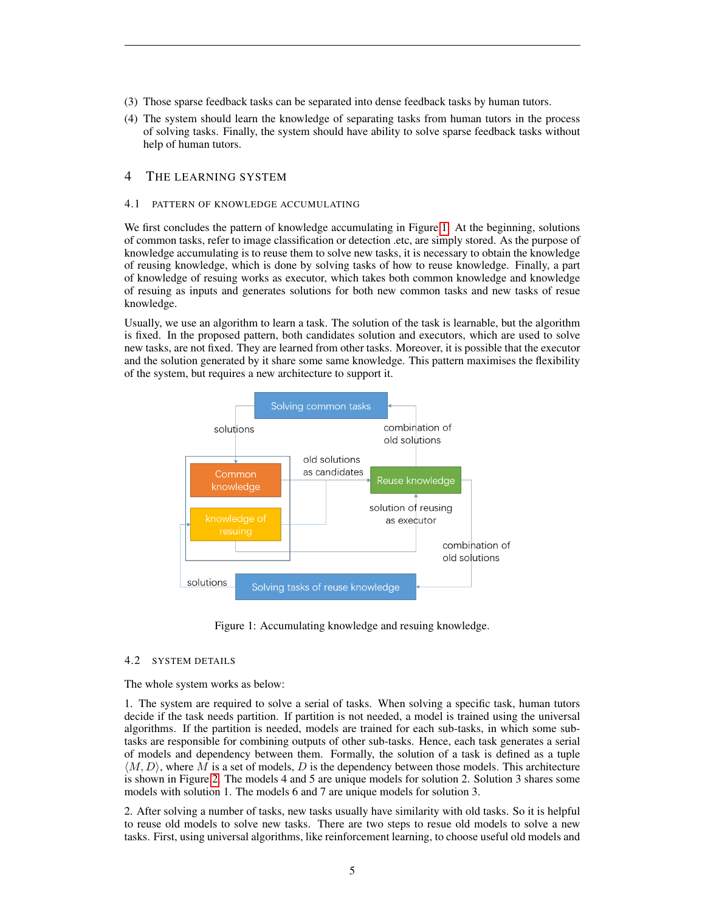(3) Those sparse feedback tasks can be separated into dense feedback tasks by human tutors.

(4) The system should learn the knowledge of separating tasks from human tutors in the process of solving tasks. Finally, the system should have ability to solve sparse feedback tasks without help of human tutors.

# 4 THE LEARNING SYSTEM

## 4.1 PATTERN OF KNOWLEDGE ACCUMULATING

We first concludes the pattern of knowledge accumulating in Figure 1. At the beginning, solutions of common tasks, refer to image classification or detection .etc, are simply stored. As the purpose of knowledge accumulating is to reuse them to solve new tasks, it is necessary to obtain the knowledge of reusing knowledge, which is done by solving tasks of how to reuse knowledge. Finally, a part of knowledge of resuing works as executor, which takes both common knowledge and knowledge of resuing as inputs and generates solutions for both new common tasks and new tasks of resue knowledge.

Usually, we use an algorithm to learn a task. The solution of the task is learnable, but the algorithm is fixed. In the proposed pattern, both candidates solution and executors, which are used to solve new tasks, are not fixed. They are learned from other tasks. Moreover, it is possible that the executor and the solution generated by it share some same knowledge. This pattern maximises the flexibility of the system, but requires a new architecture to support it.

Figure 1: Accumulating knowledge and resuing knowledge.

## 4.2 SYSTEM DETAILS

The whole system works as below:

1. The system are required to solve a serial of tasks. When solving a specific task, human tutors decide if the task needs partition. If partition is not needed, a model is trained using the universal algorithms. If the partition is needed, models are trained for each sub-tasks, in which some sub-tasks are responsible for combining outputs of other sub-tasks. Hence, each task generates a serial of models and dependency between them. Formally, the solution of a task is defined as a tuple $\langle M, D \rangle$, where $M$ is a set of models, $D$ is the dependency between those models. This architecture is shown in Figure 2. The models 4 and 5 are unique models for solution 2. Solution 3 shares some models with solution 1. The models 6 and 7 are unique models for solution 3.

2. After solving a number of tasks, new tasks usually have similarity with old tasks. So it is helpful to reuse old models to solve new tasks. There are two steps to resue old models to solve a new tasks. First, using universal algorithms, like reinforcement learning, to choose useful old models and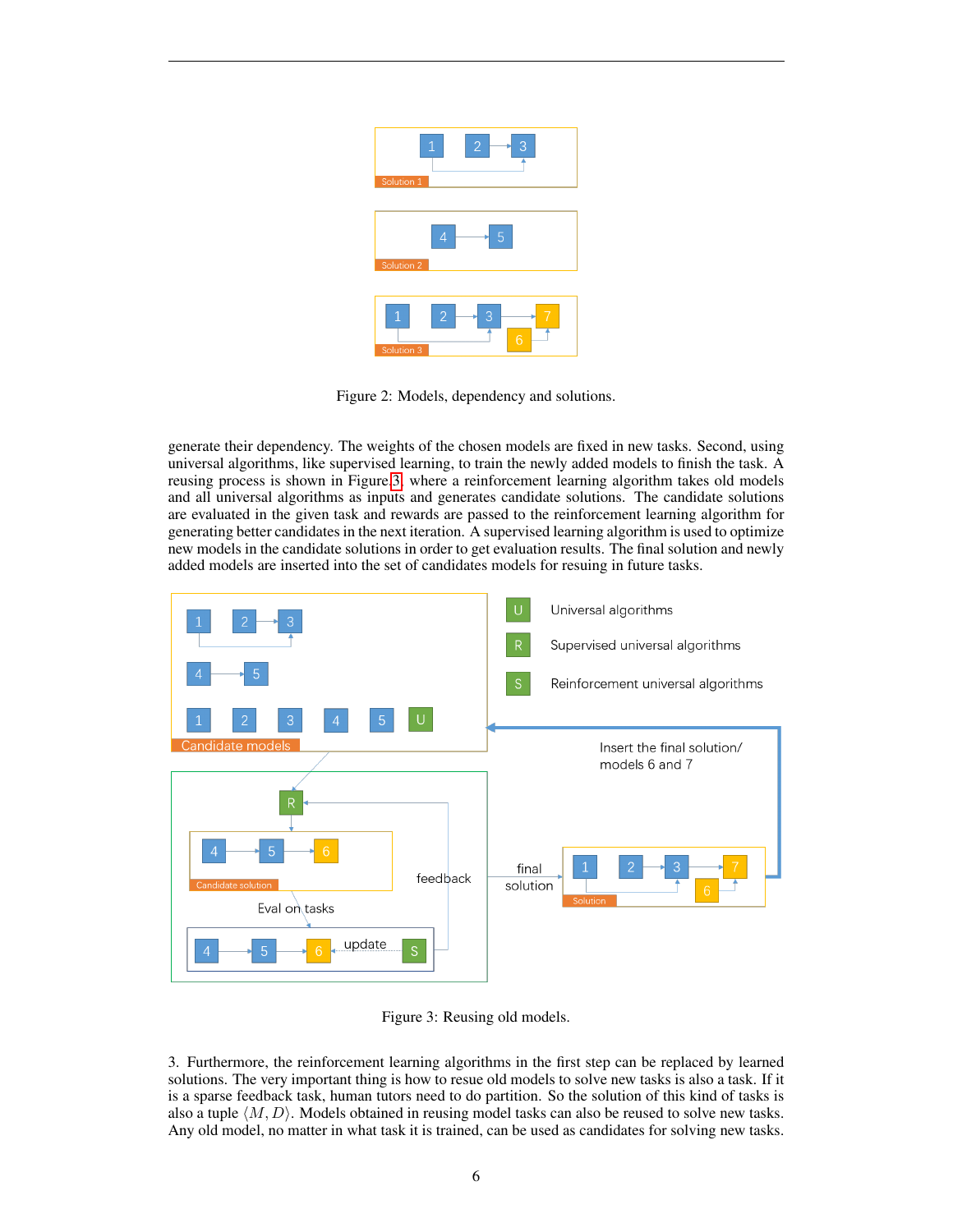Figure 2: Models, dependency and solutions.

generate their dependency. The weights of the chosen models are fixed in new tasks. Second, using universal algorithms, like supervised learning, to train the newly added models to finish the task. A reusing process is shown in Figure 3, where a reinforcement learning algorithm takes old models and all universal algorithms as inputs and generates candidate solutions. The candidate solutions are evaluated in the given task and rewards are passed to the reinforcement learning algorithm for generating better candidates in the next iteration. A supervised learning algorithm is used to optimize new models in the candidate solutions in order to get evaluation results. The final solution and newly added models are inserted into the set of candidates models for resuing in future tasks.

Figure 3: Reusing old models.

3. Furthermore, the reinforcement learning algorithms in the first step can be replaced by learned solutions. The very important thing is how to resue old models to solve new tasks is also a task. If it is a sparse feedback task, human tutors need to do partition. So the solution of this kind of tasks is also a tuple $\langle M, D \rangle$. Models obtained in reusing model tasks can also be reused to solve new tasks. Any old model, no matter in what task it is trained, can be used as candidates for solving new tasks.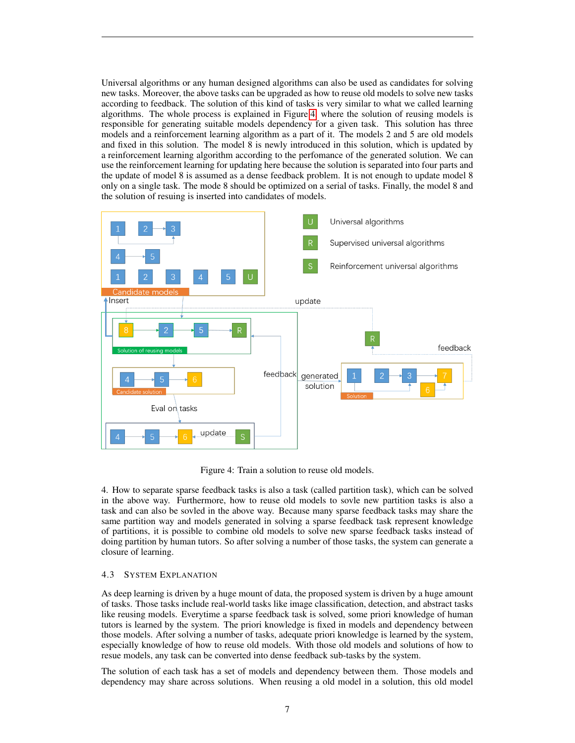Universal algorithms or any human designed algorithms can also be used as candidates for solving new tasks. Moreover, the above tasks can be upgraded as how to reuse old models to solve new tasks according to feedback. The solution of this kind of tasks is very similar to what we called learning algorithms. The whole process is explained in Figure 4 where the solution of reusing models is responsible for generating suitable models dependency for a given task. This solution has three models and a reinforcement learning algorithm as a part of it. The models 2 and 5 are old models and fixed in this solution. The model 8 is newly introduced in this solution, which is updated by a reinforcement learning algorithm according to the perfomance of the generated solution. We can use the reinforcement learning for updating here because the solution is separated into four parts and the update of model 8 is assumed as a dense feedback problem. It is not enough to update model 8 only on a single task. The mode 8 should be optimized on a serial of tasks. Finally, the model 8 and the solution of resuing is inserted into candidates of models.

Figure 4: Train a solution to reuse old models.

4. How to separate sparse feedback tasks is also a task (called partition task), which can be solved in the above way. Furthermore, how to reuse old models to sovle new partition tasks is also a task and can also be sovled in the above way. Because many sparse feedback tasks may share the same partition way and models generated in solving a sparse feedback task represent knowledge of partitions, it is possible to combine old models to solve new sparse feedback tasks instead of doing partition by human tutors. So after solving a number of those tasks, the system can generate a closure of learning.

### 4.3 System Explanation

As deep learning is driven by a huge mount of data, the proposed system is driven by a huge amount of tasks. Those tasks include real-world tasks like image classification, detection, and abstract tasks like reusing models. Everytime a sparse feedback task is solved, some priori knowledge of human tutors is learned by the system. The priori knowledge is fixed in models and dependency between those models. After solving a number of tasks, adequate priori knowledge is learned by the system, especially knowledge of how to reuse old models. With those old models and solutions of how to resue models, any task can be converted into dense feedback sub-tasks by the system.

The solution of each task has a set of models and dependency between them. Those models and dependency may share across solutions. When resuing a old model in a solution, this old model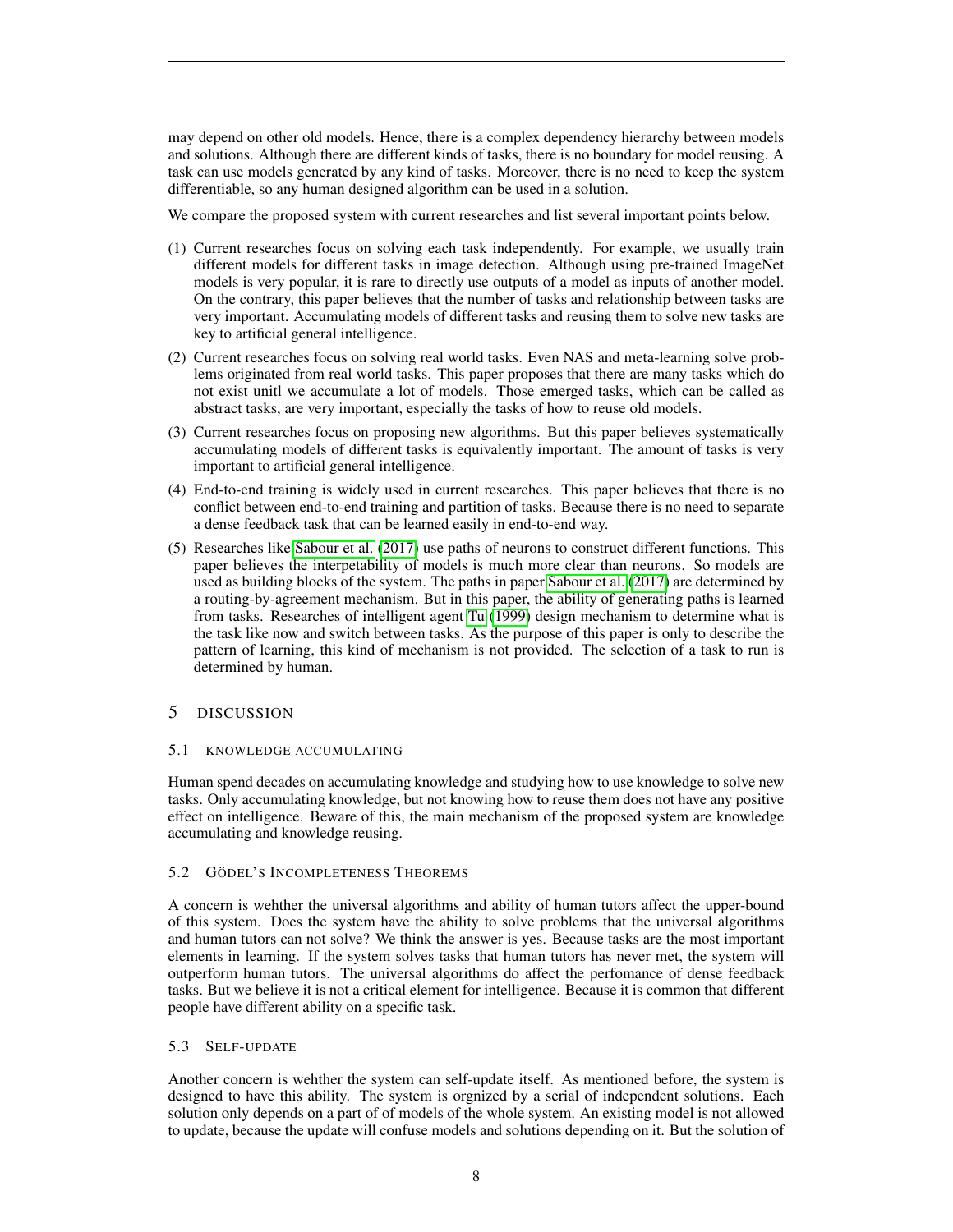may depend on other old models. Hence, there is a complex dependency hierarchy between models and solutions. Although there are different kinds of tasks, there is no boundary for model reusing. A task can use models generated by any kind of tasks. Moreover, there is no need to keep the system differentiable, so any human designed algorithm can be used in a solution.

We compare the proposed system with current researches and list several important points below.

(1) Current researches focus on solving each task independently. For example, we usually train different models for different tasks in image detection. Although using pre-trained ImageNet models is very popular, it is rare to directly use outputs of a model as inputs of another model. On the contrary, this paper believes that the number of tasks and relationship between tasks are very important. Accumulating models of different tasks and reusing them to solve new tasks are key to artificial general intelligence.

(2) Current researches focus on solving real world tasks. Even NAS and meta-learning solve problems originated from real world tasks. This paper proposes that there are many tasks which do not exist unitl we accumulate a lot of models. Those emerged tasks, which can be called as abstract tasks, are very important, especially the tasks of how to reuse old models.

(3) Current researches focus on proposing new algorithms. But this paper believes systematically accumulating models of different tasks is equivalently important. The amount of tasks is very important to artificial general intelligence.

(4) End-to-end training is widely used in current researches. This paper believes that there is no conflict between end-to-end training and partition of tasks. Because there is no need to separate a dense feedback task that can be learned easily in end-to-end way.

(5) Researches like Sabour et al. (2017) use paths of neurons to construct different functions. This paper believes the interpetability of models is much more clear than neurons. So models are used as building blocks of the system. The paths in paper Sabour et al. (2017) are determined by a routing-by-agreement mechanism. But in this paper, the ability of generating paths is learned from tasks. Researches of intelligent agent Tu (1999) design mechanism to determine what is the task like now and switch between tasks. As the purpose of this paper is only to describe the pattern of learning, this kind of mechanism is not provided. The selection of a task to run is determined by human.

# 5 DISCUSSION

## 5.1 KNOWLEDGE ACCUMULATING

Human spend decades on accumulating knowledge and studying how to use knowledge to solve new tasks. Only accumulating knowledge, but not knowing how to reuse them does not have any positive effect on intelligence. Beware of this, the main mechanism of the proposed system are knowledge accumulating and knowledge reusing.

## 5.2 GÖDEL'S INCOMPLETENESS THEOREMS

A concern is wehther the universal algorithms and ability of human tutors affect the upper-bound of this system. Does the system have the ability to solve problems that the universal algorithms and human tutors can not solve? We think the answer is yes. Because tasks are the most important elements in learning. If the system solves tasks that human tutors has never met, the system will outperform human tutors. The universal algorithms do affect the perfomance of dense feedback tasks. But we believe it is not a critical element for intelligence. Because it is common that different people have different ability on a specific task.

## 5.3 SELF-UPDATE

Another concern is wehther the system can self-update itself. As mentioned before, the system is designed to have this ability. The system is orgnized by a serial of independent solutions. Each solution only depends on a part of of models of the whole system. An existing model is not allowed to update, because the update will confuse models and solutions depending on it. But the solution of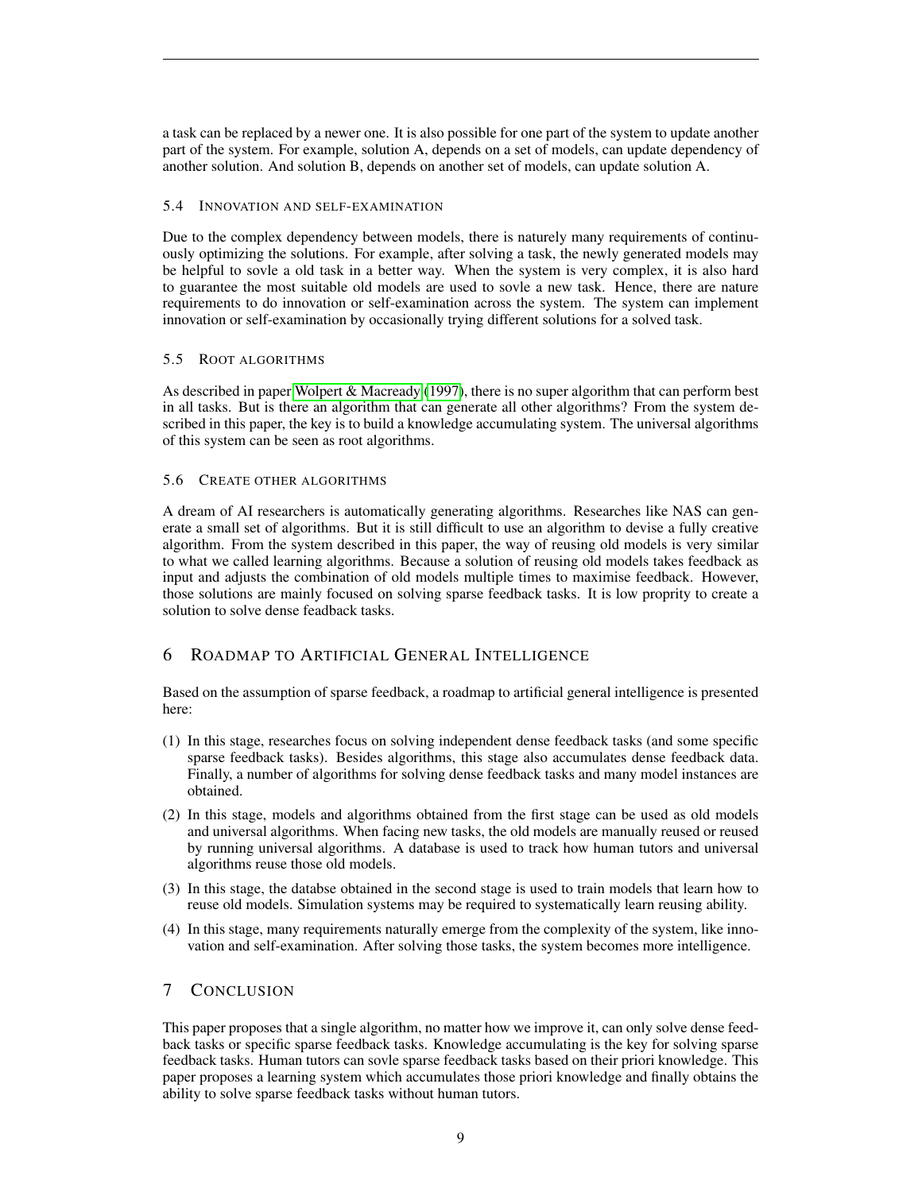a task can be replaced by a newer one. It is also possible for one part of the system to update another part of the system. For example, solution A, depends on a set of models, can update dependency of another solution. And solution B, depends on another set of models, can update solution A.

### 5.4 Innovation and self-examination

Due to the complex dependency between models, there is naturely many requirements of continuously optimizing the solutions. For example, after solving a task, the newly generated models may be helpful to sovle a old task in a better way. When the system is very complex, it is also hard to guarantee the most suitable old models are used to sovle a new task. Hence, there are nature requirements to do innovation or self-examination across the system. The system can implement innovation or self-examination by occasionally trying different solutions for a solved task.

### 5.5 Root algorithms

As described in paper Wolpert & Macready (1997), there is no super algorithm that can perform best in all tasks. But is there an algorithm that can generate all other algorithms? From the system described in this paper, the key is to build a knowledge accumulating system. The universal algorithms of this system can be seen as root algorithms.

### 5.6 Create other algorithms

A dream of AI researchers is automatically generating algorithms. Researches like NAS can generate a small set of algorithms. But it is still difficult to use an algorithm to devise a fully creative algorithm. From the system described in this paper, the way of reusing old models is very similar to what we called learning algorithms. Because a solution of reusing old models takes feedback as input and adjusts the combination of old models multiple times to maximise feedback. However, those solutions are mainly focused on solving sparse feedback tasks. It is low proprity to create a solution to solve dense feadback tasks.

## 6 Roadmap to Artificial General Intelligence

Based on the assumption of sparse feedback, a roadmap to artificial general intelligence is presented here:

(1) In this stage, researches focus on solving independent dense feedback tasks (and some specific sparse feedback tasks). Besides algorithms, this stage also accumulates dense feedback data. Finally, a number of algorithms for solving dense feedback tasks and many model instances are obtained.

(2) In this stage, models and algorithms obtained from the first stage can be used as old models and universal algorithms. When facing new tasks, the old models are manually reused or reused by running universal algorithms. A database is used to track how human tutors and universal algorithms reuse those old models.

(3) In this stage, the databse obtained in the second stage is used to train models that learn how to reuse old models. Simulation systems may be required to systematically learn reusing ability.

(4) In this stage, many requirements naturally emerge from the complexity of the system, like innovation and self-examination. After solving those tasks, the system becomes more intelligence.

## 7 Conclusion

This paper proposes that a single algorithm, no matter how we improve it, can only solve dense feedback tasks or specific sparse feedback tasks. Knowledge accumulating is the key for solving sparse feedback tasks. Human tutors can sovle sparse feedback tasks based on their priori knowledge. This paper proposes a learning system which accumulates those priori knowledge and finally obtains the ability to solve sparse feedback tasks without human tutors.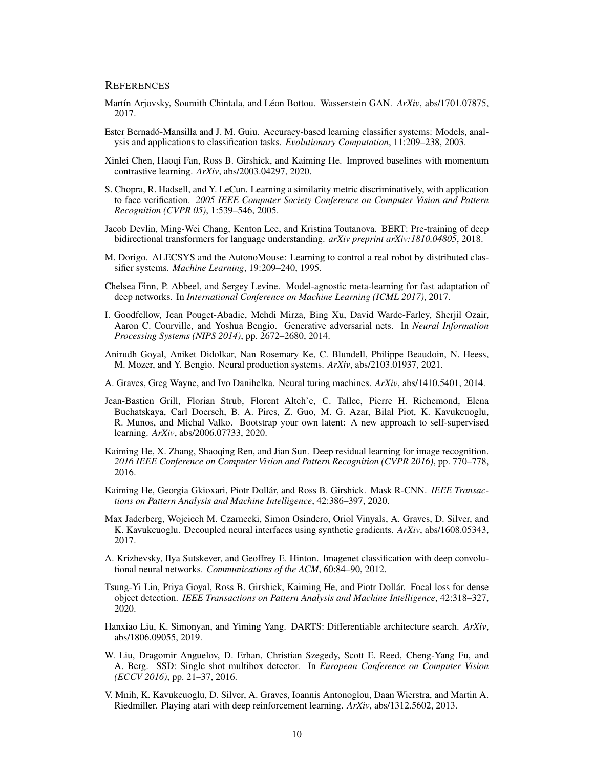## REFERENCES

Martín Arjovsky, Soumith Chintala, and Léon Bottou. Wasserstein GAN. *ArXiv*, abs/1701.07875, 2017.

Ester Bernadó-Mansilla and J. M. Guiu. Accuracy-based learning classifier systems: Models, analysis and applications to classification tasks. *Evolutionary Computation*, 11:209–238, 2003.

Xinlei Chen, Haoqi Fan, Ross B. Girshick, and Kaiming He. Improved baselines with momentum contrastive learning. *ArXiv*, abs/2003.04297, 2020.

S. Chopra, R. Hadsell, and Y. LeCun. Learning a similarity metric discriminatively, with application to face verification. *2005 IEEE Computer Society Conference on Computer Vision and Pattern Recognition (CVPR 05)*, 1:539–546, 2005.

Jacob Devlin, Ming-Wei Chang, Kenton Lee, and Kristina Toutanova. BERT: Pre-training of deep bidirectional transformers for language understanding. *arXiv preprint arXiv:1810.04805*, 2018.

M. Dorigo. ALECSYS and the AutonoMouse: Learning to control a real robot by distributed classifier systems. *Machine Learning*, 19:209–240, 1995.

Chelsea Finn, P. Abbeel, and Sergey Levine. Model-agnostic meta-learning for fast adaptation of deep networks. In *International Conference on Machine Learning (ICML 2017)*, 2017.

I. Goodfellow, Jean Pouget-Abadie, Mehdi Mirza, Bing Xu, David Warde-Farley, Sherjil Ozair, Aaron C. Courville, and Yoshua Bengio. Generative adversarial nets. In *Neural Information Processing Systems (NIPS 2014)*, pp. 2672–2680, 2014.

Anirudh Goyal, Aniket Didolkar, Nan Rosemary Ke, C. Blundell, Philippe Beaudoin, N. Heess, M. Mozer, and Y. Bengio. Neural production systems. *ArXiv*, abs/2103.01937, 2021.

A. Graves, Greg Wayne, and Ivo Danihelka. Neural turing machines. *ArXiv*, abs/1410.5401, 2014.

Jean-Bastien Grill, Florian Strub, Florent Altch'e, C. Tallec, Pierre H. Richemond, Elena Buchatskaya, Carl Doersch, B. A. Pires, Z. Guo, M. G. Azar, Bilal Piot, K. Kavukcuoglu, R. Munos, and Michal Valko. Bootstrap your own latent: A new approach to self-supervised learning. *ArXiv*, abs/2006.07733, 2020.

Kaiming He, X. Zhang, Shaoqing Ren, and Jian Sun. Deep residual learning for image recognition. *2016 IEEE Conference on Computer Vision and Pattern Recognition (CVPR 2016)*, pp. 770–778, 2016.

Kaiming He, Georgia Gkioxari, Piotr Dollár, and Ross B. Girshick. Mask R-CNN. *IEEE Transactions on Pattern Analysis and Machine Intelligence*, 42:386–397, 2020.

Max Jaderberg, Wojciech M. Czarnecki, Simon Osindero, Oriol Vinyals, A. Graves, D. Silver, and K. Kavukcuoglu. Decoupled neural interfaces using synthetic gradients. *ArXiv*, abs/1608.05343, 2017.

A. Krizhevsky, Ilya Sutskever, and Geoffrey E. Hinton. Imagenet classification with deep convolutional neural networks. *Communications of the ACM*, 60:84–90, 2012.

Tsung-Yi Lin, Priya Goyal, Ross B. Girshick, Kaiming He, and Piotr Dollár. Focal loss for dense object detection. *IEEE Transactions on Pattern Analysis and Machine Intelligence*, 42:318–327, 2020.

Hanxiao Liu, K. Simonyan, and Yiming Yang. DARTS: Differentiable architecture search. *ArXiv*, abs/1806.09055, 2019.

W. Liu, Dragomir Anguelov, D. Erhan, Christian Szegedy, Scott E. Reed, Cheng-Yang Fu, and A. Berg. SSD: Single shot multibox detector. In *European Conference on Computer Vision (ECCV 2016)*, pp. 21–37, 2016.

V. Mnih, K. Kavukcuoglu, D. Silver, A. Graves, Ioannis Antonoglou, Daan Wierstra, and Martin A. Riedmiller. Playing atari with deep reinforcement learning. *ArXiv*, abs/1312.5602, 2013.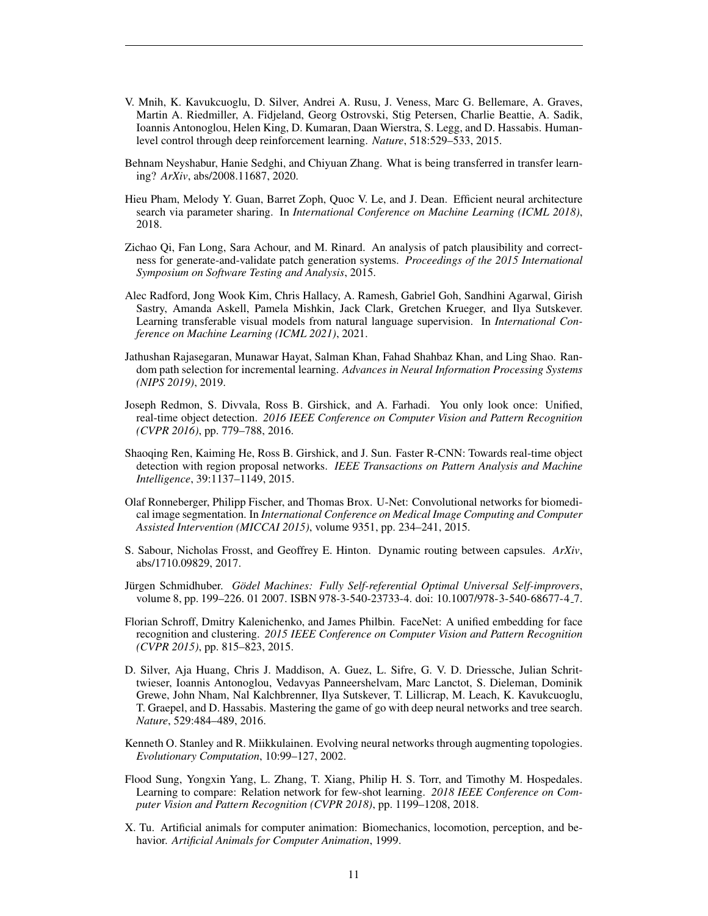V. Mnih, K. Kavukcuoglu, D. Silver, Andrei A. Rusu, J. Veness, Marc G. Bellemare, A. Graves, Martin A. Riedmiller, A. Fidjeland, Georg Ostrovski, Stig Petersen, Charlie Beattie, A. Sadik, Ioannis Antonoglou, Helen King, D. Kumaran, Daan Wierstra, S. Legg, and D. Hassabis. Human-level control through deep reinforcement learning. *Nature*, 518:529–533, 2015.

Behnam Neyshabur, Hanie Sedghi, and Chiyuan Zhang. What is being transferred in transfer learning? *ArXiv*, abs/2008.11687, 2020.

Hieu Pham, Melody Y. Guan, Barret Zoph, Quoc V. Le, and J. Dean. Efficient neural architecture search via parameter sharing. In *International Conference on Machine Learning (ICML 2018)*, 2018.

Zichao Qi, Fan Long, Sara Achour, and M. Rinard. An analysis of patch plausibility and correctness for generate-and-validate patch generation systems. *Proceedings of the 2015 International Symposium on Software Testing and Analysis*, 2015.

Alec Radford, Jong Wook Kim, Chris Hallacy, A. Ramesh, Gabriel Goh, Sandhini Agarwal, Girish Sastry, Amanda Askell, Pamela Mishkin, Jack Clark, Gretchen Krueger, and Ilya Sutskever. Learning transferable visual models from natural language supervision. In *International Conference on Machine Learning (ICML 2021)*, 2021.

Jathushan Rajasegaran, Munawar Hayat, Salman Khan, Fahad Shahbaz Khan, and Ling Shao. Random path selection for incremental learning. *Advances in Neural Information Processing Systems (NIPS 2019)*, 2019.

Joseph Redmon, S. Divvala, Ross B. Girshick, and A. Farhadi. You only look once: Unified, real-time object detection. *2016 IEEE Conference on Computer Vision and Pattern Recognition (CVPR 2016)*, pp. 779–788, 2016.

Shaoqing Ren, Kaiming He, Ross B. Girshick, and J. Sun. Faster R-CNN: Towards real-time object detection with region proposal networks. *IEEE Transactions on Pattern Analysis and Machine Intelligence*, 39:1137–1149, 2015.

Olaf Ronneberger, Philipp Fischer, and Thomas Brox. U-Net: Convolutional networks for biomedical image segmentation. In *International Conference on Medical Image Computing and Computer Assisted Intervention (MICCAI 2015)*, volume 9351, pp. 234–241, 2015.

S. Sabour, Nicholas Frosst, and Geoffrey E. Hinton. Dynamic routing between capsules. *ArXiv*, abs/1710.09829, 2017.

Jürgen Schmidhuber. *Gödel Machines: Fully Self-referential Optimal Universal Self-improvers*, volume 8, pp. 199–226. 01 2007. ISBN 978-3-540-23733-4. doi: 10.1007/978-3-540-68677-4_7.

Florian Schroff, Dmitry Kalenichenko, and James Philbin. FaceNet: A unified embedding for face recognition and clustering. *2015 IEEE Conference on Computer Vision and Pattern Recognition (CVPR 2015)*, pp. 815–823, 2015.

D. Silver, Aja Huang, Chris J. Maddison, A. Guez, L. Sifre, G. V. D. Driessche, Julian Schrittwieser, Ioannis Antonoglou, Vedavyas Panneershelvam, Marc Lanctot, S. Dieleman, Dominik Grewe, John Nham, Nal Kalchbrenner, Ilya Sutskever, T. Lillicrap, M. Leach, K. Kavukcuoglu, T. Graepel, and D. Hassabis. Mastering the game of go with deep neural networks and tree search. *Nature*, 529:484–489, 2016.

Kenneth O. Stanley and R. Miikkulainen. Evolving neural networks through augmenting topologies. *Evolutionary Computation*, 10:99–127, 2002.

Flood Sung, Yongxin Yang, L. Zhang, T. Xiang, Philip H. S. Torr, and Timothy M. Hospedales. Learning to compare: Relation network for few-shot learning. *2018 IEEE Conference on Computer Vision and Pattern Recognition (CVPR 2018)*, pp. 1199–1208, 2018.

X. Tu. Artificial animals for computer animation: Biomechanics, locomotion, perception, and behavior. *Artificial Animals for Computer Animation*, 1999.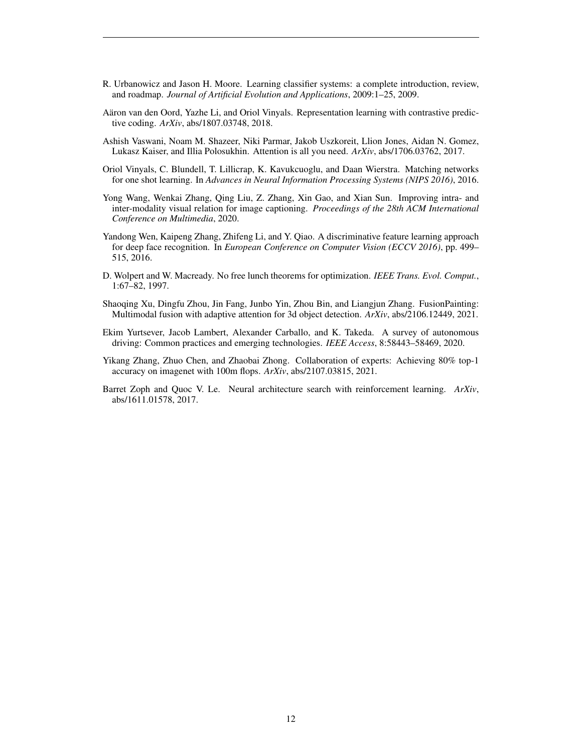R. Urbanowicz and Jason H. Moore. Learning classifier systems: a complete introduction, review, and roadmap. *Journal of Artificial Evolution and Applications*, 2009:1–25, 2009.

Aäron van den Oord, Yazhe Li, and Oriol Vinyals. Representation learning with contrastive predictive coding. *ArXiv*, abs/1807.03748, 2018.

Ashish Vaswani, Noam M. Shazeer, Niki Parmar, Jakob Uszkoreit, Llion Jones, Aidan N. Gomez, Lukasz Kaiser, and Illia Polosukhin. Attention is all you need. *ArXiv*, abs/1706.03762, 2017.

Oriol Vinyals, C. Blundell, T. Lillicrap, K. Kavukcuoglu, and Daan Wierstra. Matching networks for one shot learning. In *Advances in Neural Information Processing Systems (NIPS 2016)*, 2016.

Yong Wang, Wenkai Zhang, Qing Liu, Z. Zhang, Xin Gao, and Xian Sun. Improving intra- and inter-modality visual relation for image captioning. *Proceedings of the 28th ACM International Conference on Multimedia*, 2020.

Yandong Wen, Kaipeng Zhang, Zhifeng Li, and Y. Qiao. A discriminative feature learning approach for deep face recognition. In *European Conference on Computer Vision (ECCV 2016)*, pp. 499–515, 2016.

D. Wolpert and W. Macready. No free lunch theorems for optimization. *IEEE Trans. Evol. Comput.*, 1:67–82, 1997.

Shaoqing Xu, Dingfu Zhou, Jin Fang, Junbo Yin, Zhou Bin, and Liangjun Zhang. FusionPainting: Multimodal fusion with adaptive attention for 3d object detection. *ArXiv*, abs/2106.12449, 2021.

Ekim Yurtsever, Jacob Lambert, Alexander Carballo, and K. Takeda. A survey of autonomous driving: Common practices and emerging technologies. *IEEE Access*, 8:58443–58469, 2020.

Yikang Zhang, Zhuo Chen, and Zhaobai Zhong. Collaboration of experts: Achieving 80% top-1 accuracy on imagenet with 100m flops. *ArXiv*, abs/2107.03815, 2021.

Barret Zoph and Quoc V. Le. Neural architecture search with reinforcement learning. *ArXiv*, abs/1611.01578, 2017.